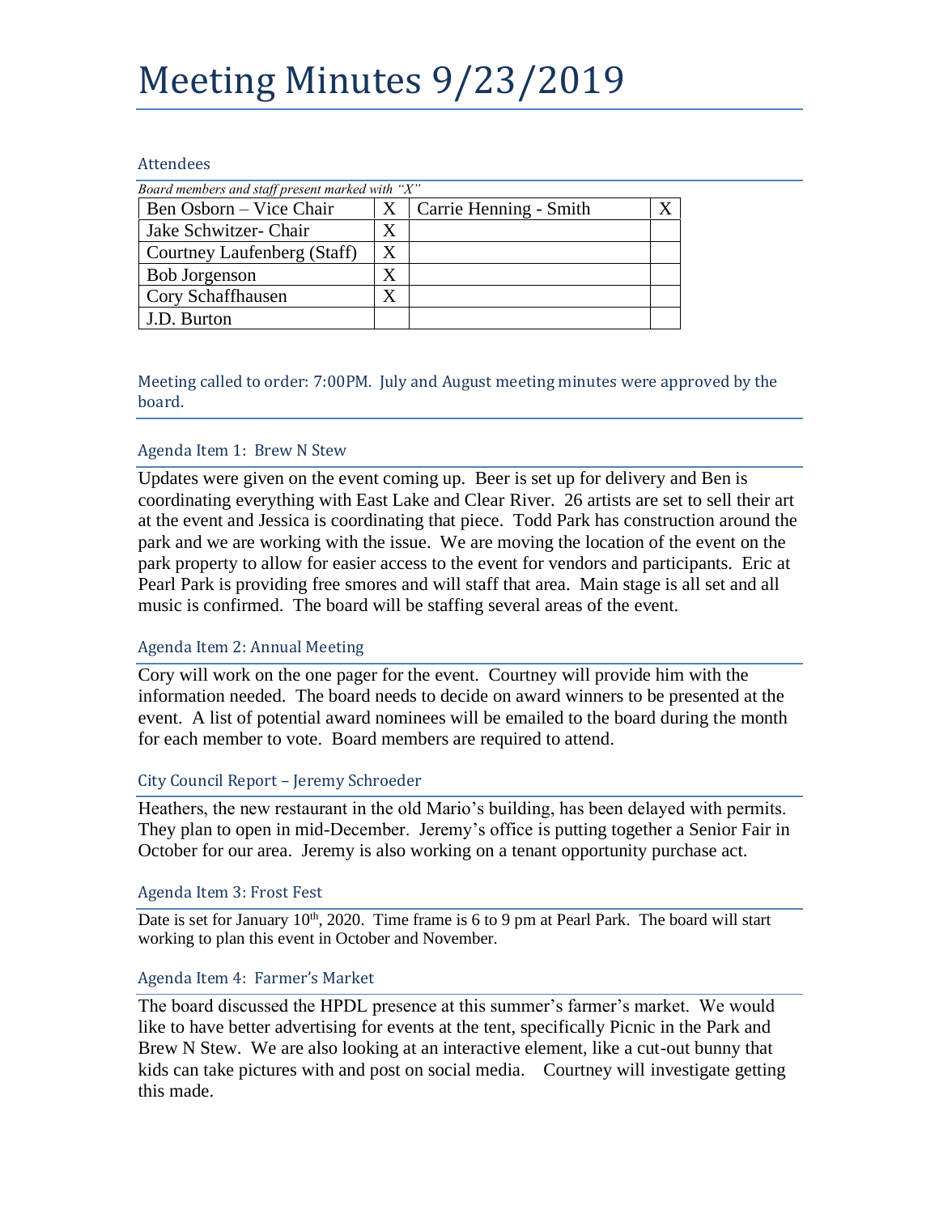# Meeting Minutes 9/23/2019

## Attendees

*Board members and staff present marked with "X"*

| | | | |
|---|---|---|---|
| Ben Osborn – Vice Chair | X | Carrie Henning - Smith | X |
| Jake Schwitzer- Chair | X | | |
| Courtney Laufenberg (Staff) | X | | |
| Bob Jorgenson | X | | |
| Cory Schaffhausen | X | | |
| J.D. Burton | | | |

## Meeting called to order: 7:00PM. July and August meeting minutes were approved by the board.

### Agenda Item 1: Brew N Stew

Updates were given on the event coming up. Beer is set up for delivery and Ben is coordinating everything with East Lake and Clear River. 26 artists are set to sell their art at the event and Jessica is coordinating that piece. Todd Park has construction around the park and we are working with the issue. We are moving the location of the event on the park property to allow for easier access to the event for vendors and participants. Eric at Pearl Park is providing free smores and will staff that area. Main stage is all set and all music is confirmed. The board will be staffing several areas of the event.

### Agenda Item 2: Annual Meeting

Cory will work on the one pager for the event. Courtney will provide him with the information needed. The board needs to decide on award winners to be presented at the event. A list of potential award nominees will be emailed to the board during the month for each member to vote. Board members are required to attend.

### City Council Report – Jeremy Schroeder

Heathers, the new restaurant in the old Mario's building, has been delayed with permits. They plan to open in mid-December. Jeremy's office is putting together a Senior Fair in October for our area. Jeremy is also working on a tenant opportunity purchase act.

### Agenda Item 3: Frost Fest

Date is set for January 10th, 2020. Time frame is 6 to 9 pm at Pearl Park. The board will start working to plan this event in October and November.

### Agenda Item 4: Farmer's Market

The board discussed the HPDL presence at this summer's farmer's market. We would like to have better advertising for events at the tent, specifically Picnic in the Park and Brew N Stew. We are also looking at an interactive element, like a cut-out bunny that kids can take pictures with and post on social media. Courtney will investigate getting this made.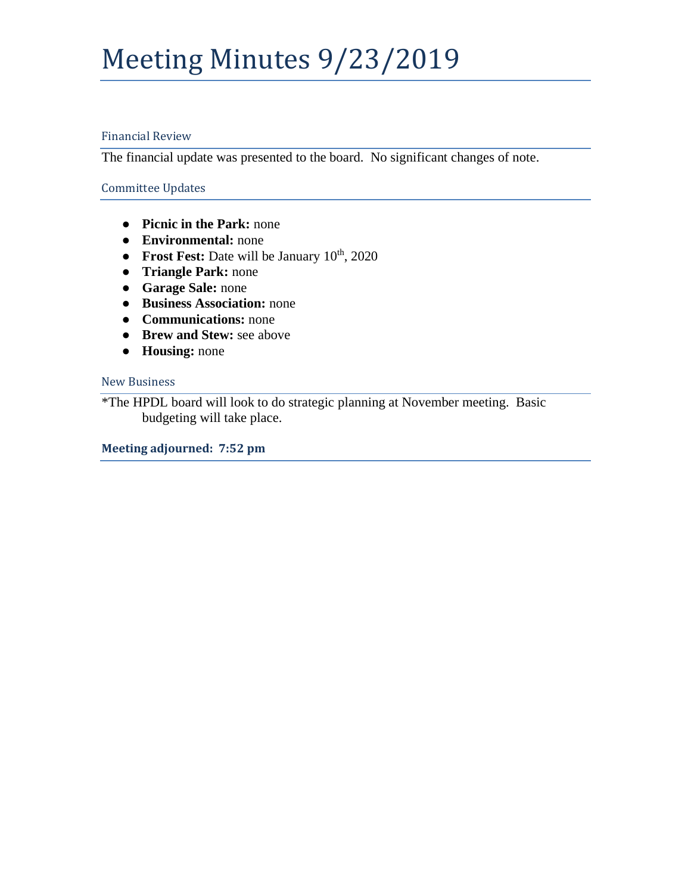# Meeting Minutes 9/23/2019

## Financial Review

The financial update was presented to the board. No significant changes of note.

## Committee Updates

- **Picnic in the Park:** none
- **Environmental:** none
- **Frost Fest:** Date will be January 10th, 2020
- **Triangle Park:** none
- **Garage Sale:** none
- **Business Association:** none
- **Communications:** none
- **Brew and Stew:** see above
- **Housing:** none

## New Business

*The HPDL board will look to do strategic planning at November meeting. Basic budgeting will take place.

**Meeting adjourned: 7:52 pm**